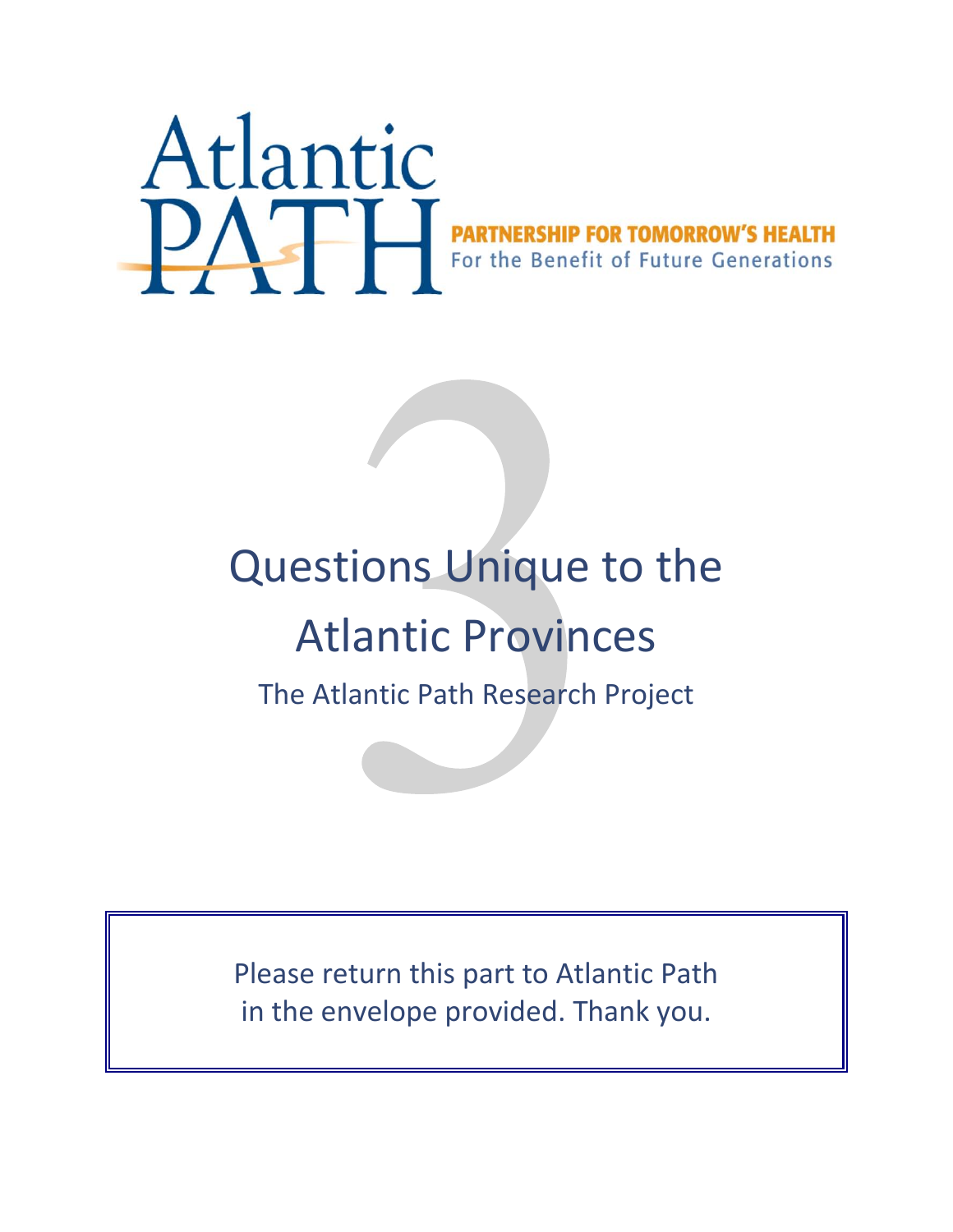Atlantic PATH

PARTNERSHIP FOR TOMORROW'S HEALTH
For the Benefit of Future Generations

3

# Questions Unique to the Atlantic Provinces

## The Atlantic Path Research Project

Please return this part to Atlantic Path in the envelope provided. Thank you.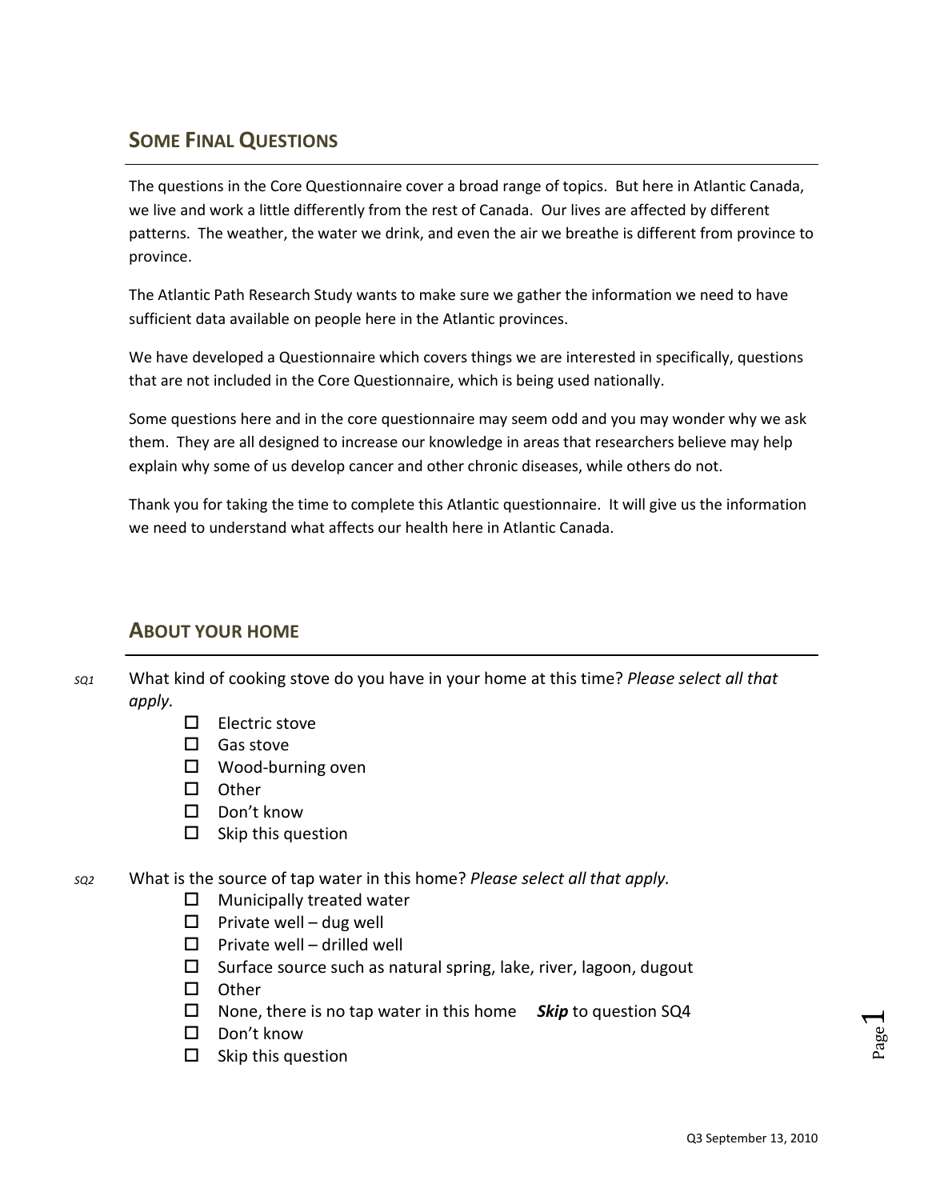## Some Final Questions

The questions in the Core Questionnaire cover a broad range of topics. But here in Atlantic Canada, we live and work a little differently from the rest of Canada. Our lives are affected by different patterns. The weather, the water we drink, and even the air we breathe is different from province to province.

The Atlantic Path Research Study wants to make sure we gather the information we need to have sufficient data available on people here in the Atlantic provinces.

We have developed a Questionnaire which covers things we are interested in specifically, questions that are not included in the Core Questionnaire, which is being used nationally.

Some questions here and in the core questionnaire may seem odd and you may wonder why we ask them. They are all designed to increase our knowledge in areas that researchers believe may help explain why some of us develop cancer and other chronic diseases, while others do not.

Thank you for taking the time to complete this Atlantic questionnaire. It will give us the information we need to understand what affects our health here in Atlantic Canada.

## About your home

*SQ1* What kind of cooking stove do you have in your home at this time? *Please select all that apply.*

- ☐ Electric stove
- ☐ Gas stove
- ☐ Wood-burning oven
- ☐ Other
- ☐ Don't know
- ☐ Skip this question

*SQ2* What is the source of tap water in this home? *Please select all that apply.*

- ☐ Municipally treated water
- ☐ Private well – dug well
- ☐ Private well – drilled well
- ☐ Surface source such as natural spring, lake, river, lagoon, dugout
- ☐ Other
- ☐ None, there is no tap water in this home ***Skip*** to question SQ4
- ☐ Don't know
- ☐ Skip this question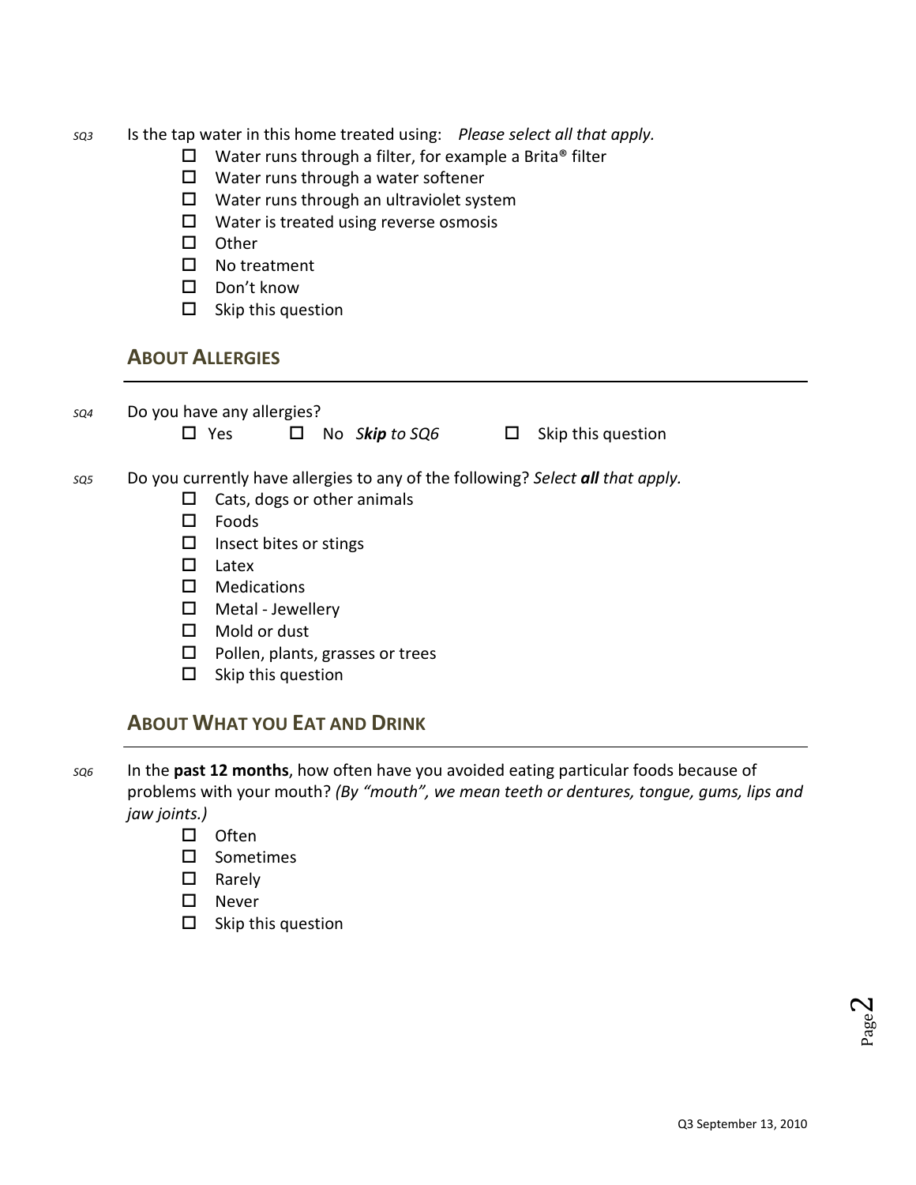*SQ3* Is the tap water in this home treated using: *Please select all that apply.*

- ☐ Water runs through a filter, for example a Brita® filter
- ☐ Water runs through a water softener
- ☐ Water runs through an ultraviolet system
- ☐ Water is treated using reverse osmosis
- ☐ Other
- ☐ No treatment
- ☐ Don't know
- ☐ Skip this question

## About Allergies

*SQ4* Do you have any allergies?

☐ Yes ☐ No *Skip to SQ6* ☐ Skip this question

*SQ5* Do you currently have allergies to any of the following? *Select **all** that apply.*

- ☐ Cats, dogs or other animals
- ☐ Foods
- ☐ Insect bites or stings
- ☐ Latex
- ☐ Medications
- ☐ Metal - Jewellery
- ☐ Mold or dust
- ☐ Pollen, plants, grasses or trees
- ☐ Skip this question

## About What you Eat and Drink

*SQ6* In the **past 12 months**, how often have you avoided eating particular foods because of problems with your mouth? *(By "mouth", we mean teeth or dentures, tongue, gums, lips and jaw joints.)*

- ☐ Often
- ☐ Sometimes
- ☐ Rarely
- ☐ Never
- ☐ Skip this question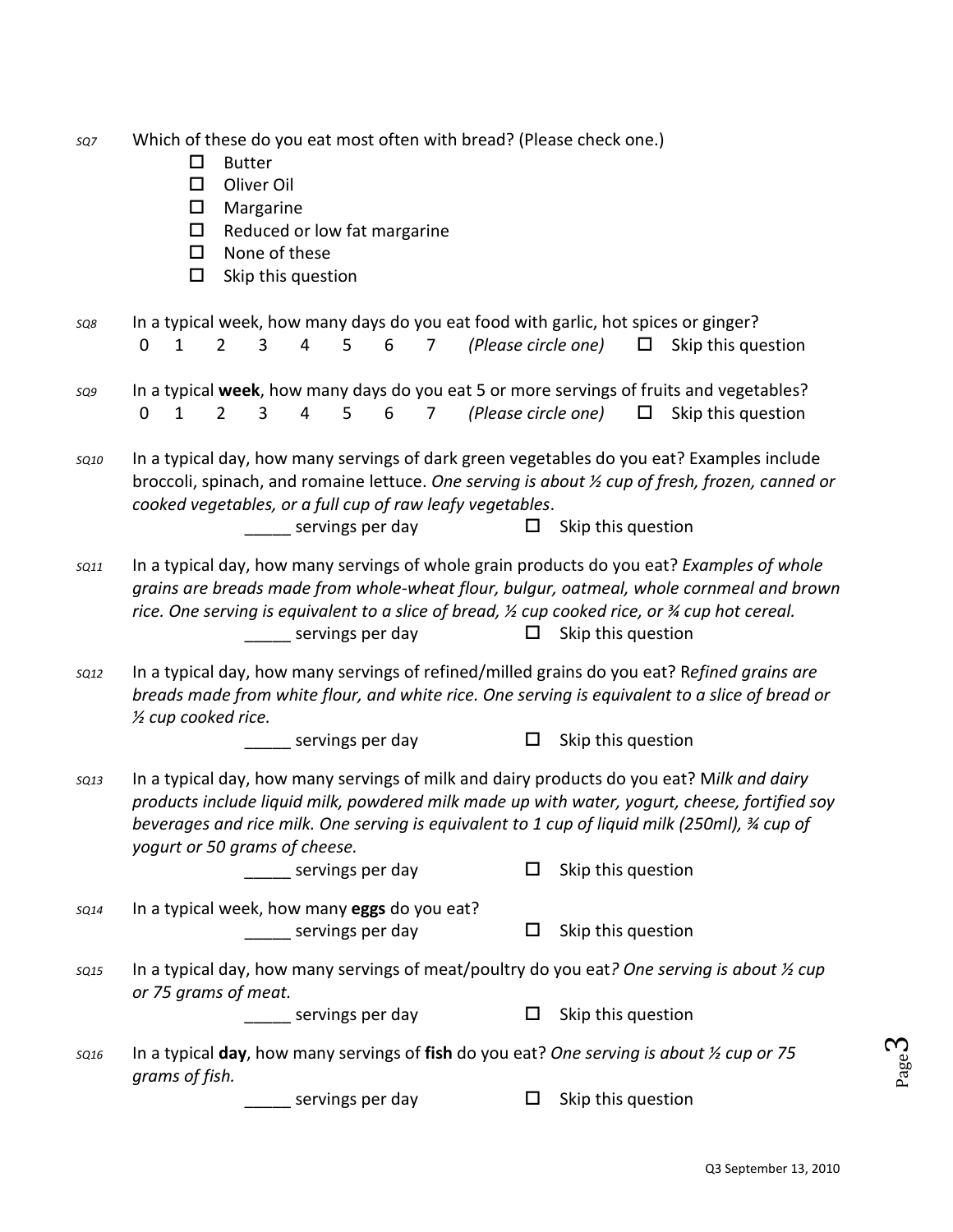SQ7 Which of these do you eat most often with bread? (Please check one.)

- ☐ Butter
- ☐ Oliver Oil
- ☐ Margarine
- ☐ Reduced or low fat margarine
- ☐ None of these
- ☐ Skip this question

SQ8 In a typical week, how many days do you eat food with garlic, hot spices or ginger?

0 1 2 3 4 5 6 7 *(Please circle one)* ☐ Skip this question

SQ9 In a typical **week**, how many days do you eat 5 or more servings of fruits and vegetables?

0 1 2 3 4 5 6 7 *(Please circle one)* ☐ Skip this question

SQ10 In a typical day, how many servings of dark green vegetables do you eat? Examples include broccoli, spinach, and romaine lettuce. *One serving is about ½ cup of fresh, frozen, canned or cooked vegetables, or a full cup of raw leafy vegetables*.

_____ servings per day ☐ Skip this question

SQ11 In a typical day, how many servings of whole grain products do you eat? *Examples of whole grains are breads made from whole-wheat flour, bulgur, oatmeal, whole cornmeal and brown rice. One serving is equivalent to a slice of bread, ½ cup cooked rice, or ¾ cup hot cereal.*

_____ servings per day ☐ Skip this question

SQ12 In a typical day, how many servings of refined/milled grains do you eat? R*efined grains are breads made from white flour, and white rice. One serving is equivalent to a slice of bread or ½ cup cooked rice.*

_____ servings per day ☐ Skip this question

SQ13 In a typical day, how many servings of milk and dairy products do you eat? M*ilk and dairy products include liquid milk, powdered milk made up with water, yogurt, cheese, fortified soy beverages and rice milk. One serving is equivalent to 1 cup of liquid milk (250ml), ¾ cup of yogurt or 50 grams of cheese.*

_____ servings per day ☐ Skip this question

SQ14 In a typical week, how many **eggs** do you eat?

_____ servings per day ☐ Skip this question

SQ15 In a typical day, how many servings of meat/poultry do you eat*? One serving is about ½ cup or 75 grams of meat.*

_____ servings per day ☐ Skip this question

SQ16 In a typical **day**, how many servings of **fish** do you eat? *One serving is about ½ cup or 75 grams of fish.*

_____ servings per day ☐ Skip this question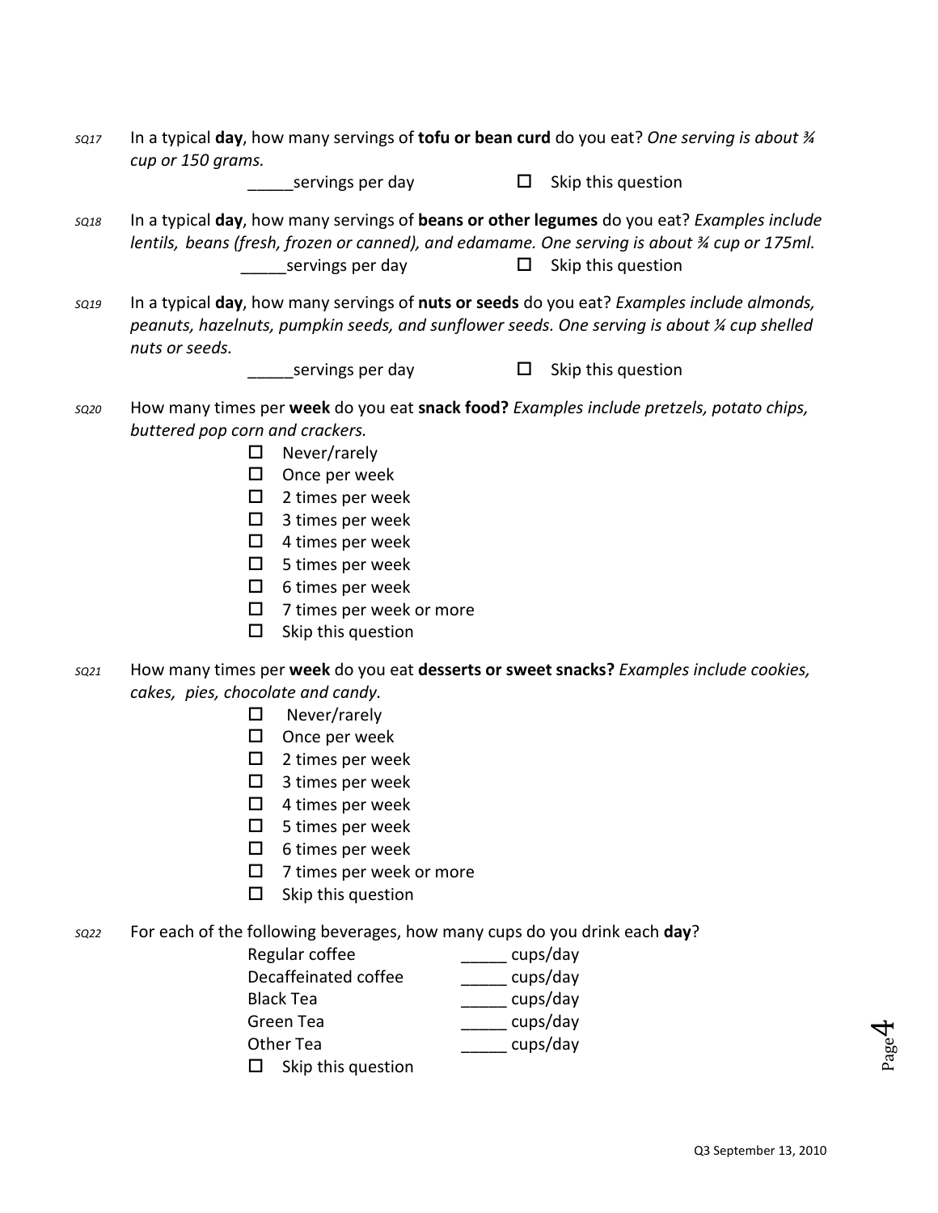*SQ17* In a typical **day**, how many servings of **tofu or bean curd** do you eat? *One serving is about ¾ cup or 150 grams.*

_____servings per day ☐ Skip this question

*SQ18* In a typical **day**, how many servings of **beans or other legumes** do you eat? *Examples include lentils, beans (fresh, frozen or canned), and edamame. One serving is about ¾ cup or 175ml.*

_____servings per day ☐ Skip this question

*SQ19* In a typical **day**, how many servings of **nuts or seeds** do you eat? *Examples include almonds, peanuts, hazelnuts, pumpkin seeds, and sunflower seeds. One serving is about ¼ cup shelled nuts or seeds.*

_____servings per day ☐ Skip this question

*SQ20* How many times per **week** do you eat **snack food?** *Examples include pretzels, potato chips, buttered pop corn and crackers.*

- ☐ Never/rarely
- ☐ Once per week
- ☐ 2 times per week
- ☐ 3 times per week
- ☐ 4 times per week
- ☐ 5 times per week
- ☐ 6 times per week
- ☐ 7 times per week or more
- ☐ Skip this question

*SQ21* How many times per **week** do you eat **desserts or sweet snacks?** *Examples include cookies, cakes, pies, chocolate and candy.*

- ☐ Never/rarely
- ☐ Once per week
- ☐ 2 times per week
- ☐ 3 times per week
- ☐ 4 times per week
- ☐ 5 times per week
- ☐ 6 times per week
- ☐ 7 times per week or more
- ☐ Skip this question

*SQ22* For each of the following beverages, how many cups do you drink each **day**?

| | |
|---|---|
| Regular coffee | _____ cups/day |
| Decaffeinated coffee | _____ cups/day |
| Black Tea | _____ cups/day |
| Green Tea | _____ cups/day |
| Other Tea | _____ cups/day |

☐ Skip this question

Q3 September 13, 2010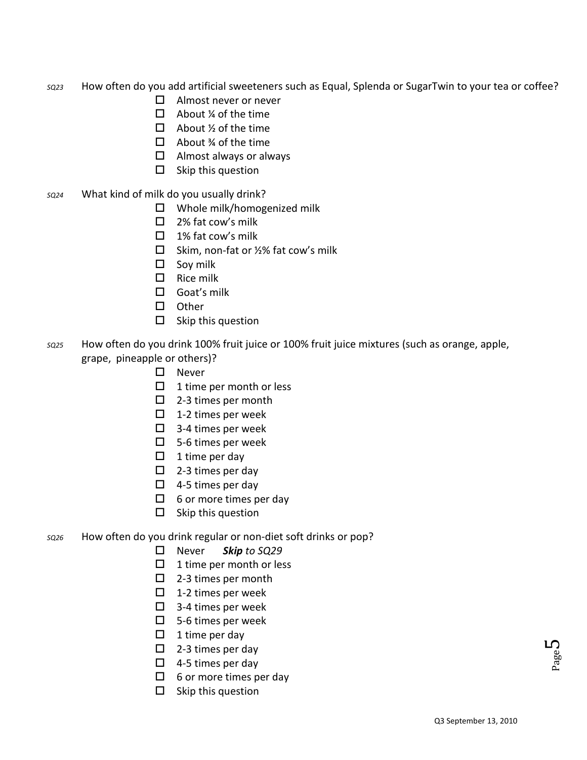*SQ23* How often do you add artificial sweeteners such as Equal, Splenda or SugarTwin to your tea or coffee?

- ☐ Almost never or never
- ☐ About ¼ of the time
- ☐ About ½ of the time
- ☐ About ¾ of the time
- ☐ Almost always or always
- ☐ Skip this question

*SQ24* What kind of milk do you usually drink?

- ☐ Whole milk/homogenized milk
- ☐ 2% fat cow's milk
- ☐ 1% fat cow's milk
- ☐ Skim, non-fat or ½% fat cow's milk
- ☐ Soy milk
- ☐ Rice milk
- ☐ Goat's milk
- ☐ Other
- ☐ Skip this question

*SQ25* How often do you drink 100% fruit juice or 100% fruit juice mixtures (such as orange, apple, grape, pineapple or others)?

- ☐ Never
- ☐ 1 time per month or less
- ☐ 2-3 times per month
- ☐ 1-2 times per week
- ☐ 3-4 times per week
- ☐ 5-6 times per week
- ☐ 1 time per day
- ☐ 2-3 times per day
- ☐ 4-5 times per day
- ☐ 6 or more times per day
- ☐ Skip this question

*SQ26* How often do you drink regular or non-diet soft drinks or pop?

- ☐ Never ***Skip*** *to SQ29*
- ☐ 1 time per month or less
- ☐ 2-3 times per month
- ☐ 1-2 times per week
- ☐ 3-4 times per week
- ☐ 5-6 times per week
- ☐ 1 time per day
- ☐ 2-3 times per day
- ☐ 4-5 times per day
- ☐ 6 or more times per day
- ☐ Skip this question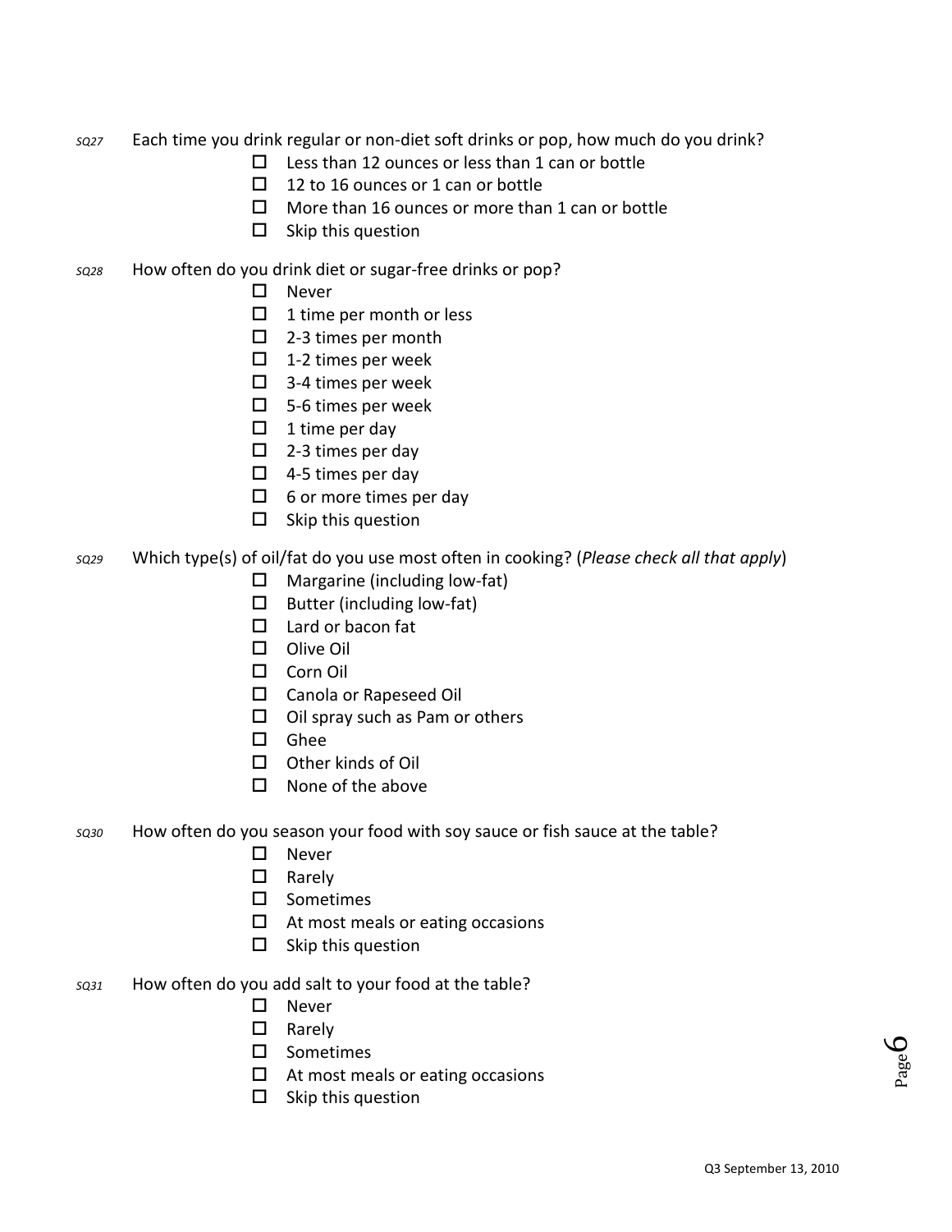*SQ27* Each time you drink regular or non-diet soft drinks or pop, how much do you drink?

- ☐ Less than 12 ounces or less than 1 can or bottle
- ☐ 12 to 16 ounces or 1 can or bottle
- ☐ More than 16 ounces or more than 1 can or bottle
- ☐ Skip this question

*SQ28* How often do you drink diet or sugar-free drinks or pop?

- ☐ Never
- ☐ 1 time per month or less
- ☐ 2-3 times per month
- ☐ 1-2 times per week
- ☐ 3-4 times per week
- ☐ 5-6 times per week
- ☐ 1 time per day
- ☐ 2-3 times per day
- ☐ 4-5 times per day
- ☐ 6 or more times per day
- ☐ Skip this question

*SQ29* Which type(s) of oil/fat do you use most often in cooking? (*Please check all that apply*)

- ☐ Margarine (including low-fat)
- ☐ Butter (including low-fat)
- ☐ Lard or bacon fat
- ☐ Olive Oil
- ☐ Corn Oil
- ☐ Canola or Rapeseed Oil
- ☐ Oil spray such as Pam or others
- ☐ Ghee
- ☐ Other kinds of Oil
- ☐ None of the above

*SQ30* How often do you season your food with soy sauce or fish sauce at the table?

- ☐ Never
- ☐ Rarely
- ☐ Sometimes
- ☐ At most meals or eating occasions
- ☐ Skip this question

*SQ31* How often do you add salt to your food at the table?

- ☐ Never
- ☐ Rarely
- ☐ Sometimes
- ☐ At most meals or eating occasions
- ☐ Skip this question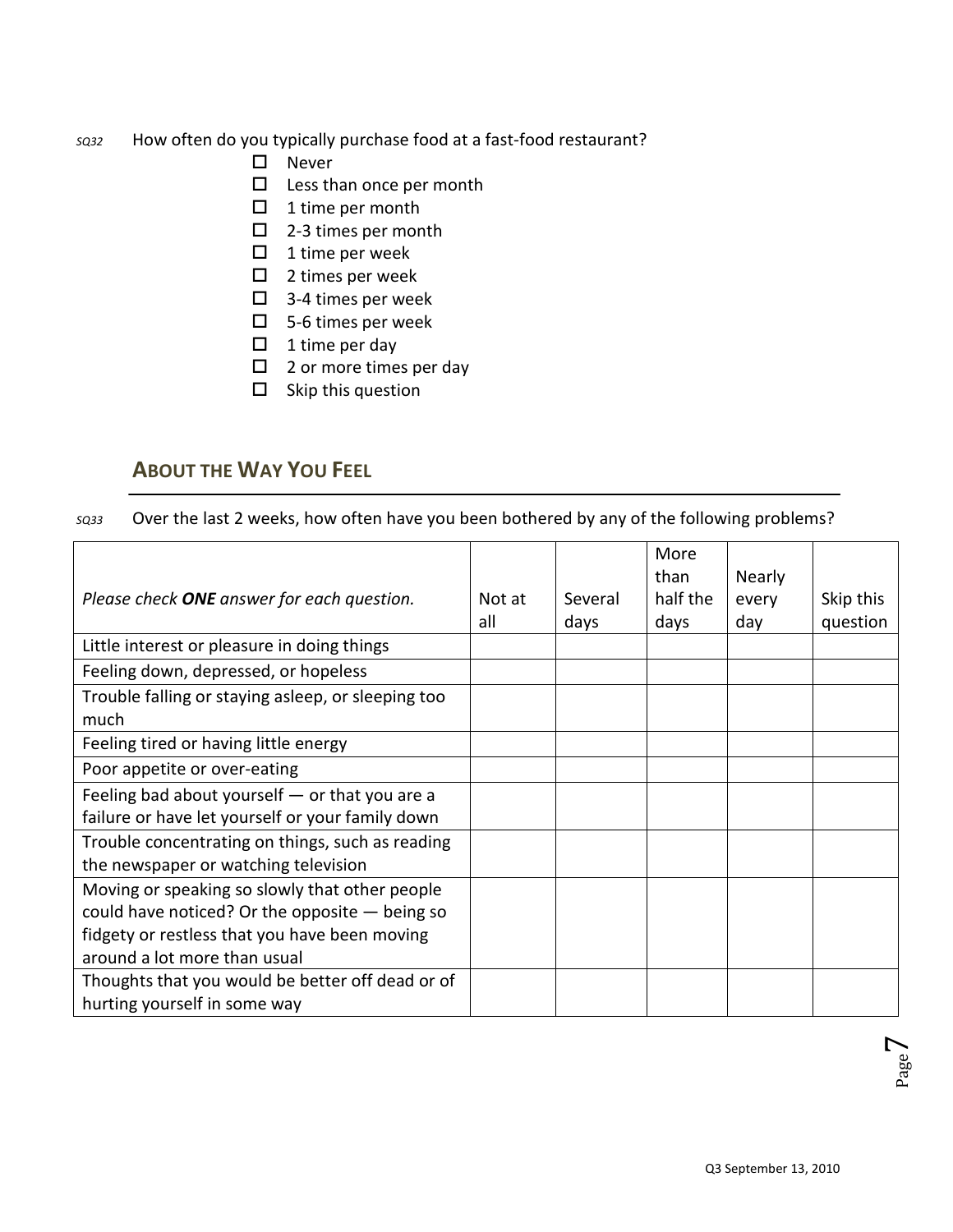*SQ32* How often do you typically purchase food at a fast-food restaurant?

- ☐ Never
- ☐ Less than once per month
- ☐ 1 time per month
- ☐ 2-3 times per month
- ☐ 1 time per week
- ☐ 2 times per week
- ☐ 3-4 times per week
- ☐ 5-6 times per week
- ☐ 1 time per day
- ☐ 2 or more times per day
- ☐ Skip this question

## ABOUT THE WAY YOU FEEL

*SQ33* Over the last 2 weeks, how often have you been bothered by any of the following problems?

| *Please check **ONE** answer for each question.* | Not at all | Several days | More than half the days | Nearly every day | Skip this question |
|---|---|---|---|---|---|
| Little interest or pleasure in doing things | | | | | |
| Feeling down, depressed, or hopeless | | | | | |
| Trouble falling or staying asleep, or sleeping too much | | | | | |
| Feeling tired or having little energy | | | | | |
| Poor appetite or over-eating | | | | | |
| Feeling bad about yourself — or that you are a failure or have let yourself or your family down | | | | | |
| Trouble concentrating on things, such as reading the newspaper or watching television | | | | | |
| Moving or speaking so slowly that other people could have noticed? Or the opposite — being so fidgety or restless that you have been moving around a lot more than usual | | | | | |
| Thoughts that you would be better off dead or of hurting yourself in some way | | | | | |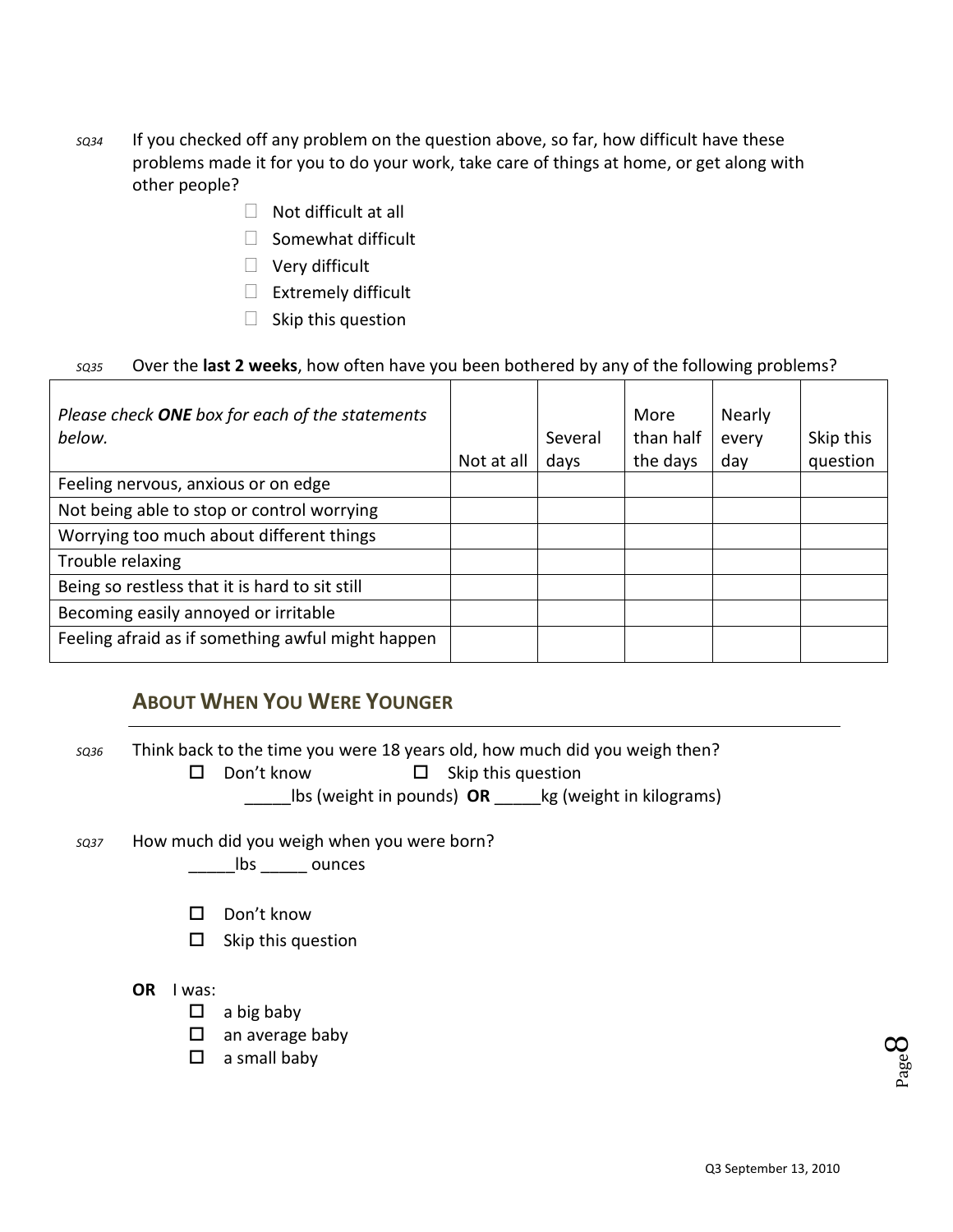*SQ34* If you checked off any problem on the question above, so far, how difficult have these problems made it for you to do your work, take care of things at home, or get along with other people?

- ☐ Not difficult at all
- ☐ Somewhat difficult
- ☐ Very difficult
- ☐ Extremely difficult
- ☐ Skip this question

*SQ35* Over the **last 2 weeks**, how often have you been bothered by any of the following problems?

| *Please check **ONE** box for each of the statements below.* | Not at all | Several days | More than half the days | Nearly every day | Skip this question |
|---|---|---|---|---|---|
| Feeling nervous, anxious or on edge | | | | | |
| Not being able to stop or control worrying | | | | | |
| Worrying too much about different things | | | | | |
| Trouble relaxing | | | | | |
| Being so restless that it is hard to sit still | | | | | |
| Becoming easily annoyed or irritable | | | | | |
| Feeling afraid as if something awful might happen | | | | | |

## About When You Were Younger

*SQ36* Think back to the time you were 18 years old, how much did you weigh then?

☐ Don't know ☐ Skip this question

_____lbs (weight in pounds) **OR** _____kg (weight in kilograms)

*SQ37* How much did you weigh when you were born?

_____lbs _____ ounces

- ☐ Don't know
- ☐ Skip this question

**OR** I was:

- ☐ a big baby
- ☐ an average baby
- ☐ a small baby

Q3 September 13, 2010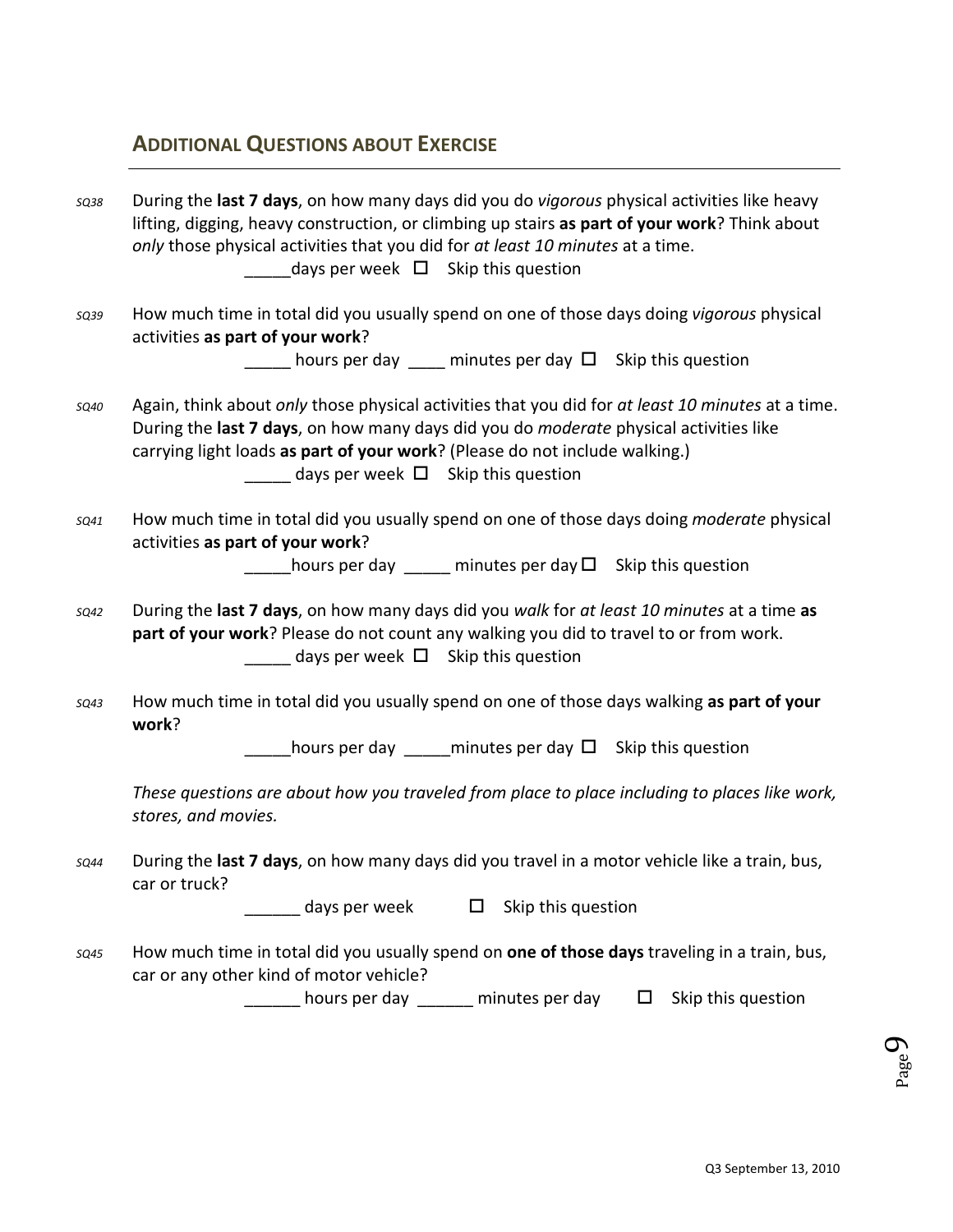## Additional Questions about Exercise

*SQ38* During the **last 7 days**, on how many days did you do *vigorous* physical activities like heavy lifting, digging, heavy construction, or climbing up stairs **as part of your work**? Think about *only* those physical activities that you did for *at least 10 minutes* at a time.

_____days per week ☐ Skip this question

*SQ39* How much time in total did you usually spend on one of those days doing *vigorous* physical activities **as part of your work**?

_____ hours per day ____ minutes per day ☐ Skip this question

*SQ40* Again, think about *only* those physical activities that you did for *at least 10 minutes* at a time. During the **last 7 days**, on how many days did you do *moderate* physical activities like carrying light loads **as part of your work**? (Please do not include walking.)

_____ days per week ☐ Skip this question

*SQ41* How much time in total did you usually spend on one of those days doing *moderate* physical activities **as part of your work**?

_____hours per day _____ minutes per day ☐ Skip this question

*SQ42* During the **last 7 days**, on how many days did you *walk* for *at least 10 minutes* at a time **as part of your work**? Please do not count any walking you did to travel to or from work.

_____ days per week ☐ Skip this question

*SQ43* How much time in total did you usually spend on one of those days walking **as part of your work**?

_____hours per day _____minutes per day ☐ Skip this question

*These questions are about how you traveled from place to place including to places like work, stores, and movies.*

*SQ44* During the **last 7 days**, on how many days did you travel in a motor vehicle like a train, bus, car or truck?

______ days per week ☐ Skip this question

*SQ45* How much time in total did you usually spend on **one of those days** traveling in a train, bus, car or any other kind of motor vehicle?

______ hours per day ______ minutes per day ☐ Skip this question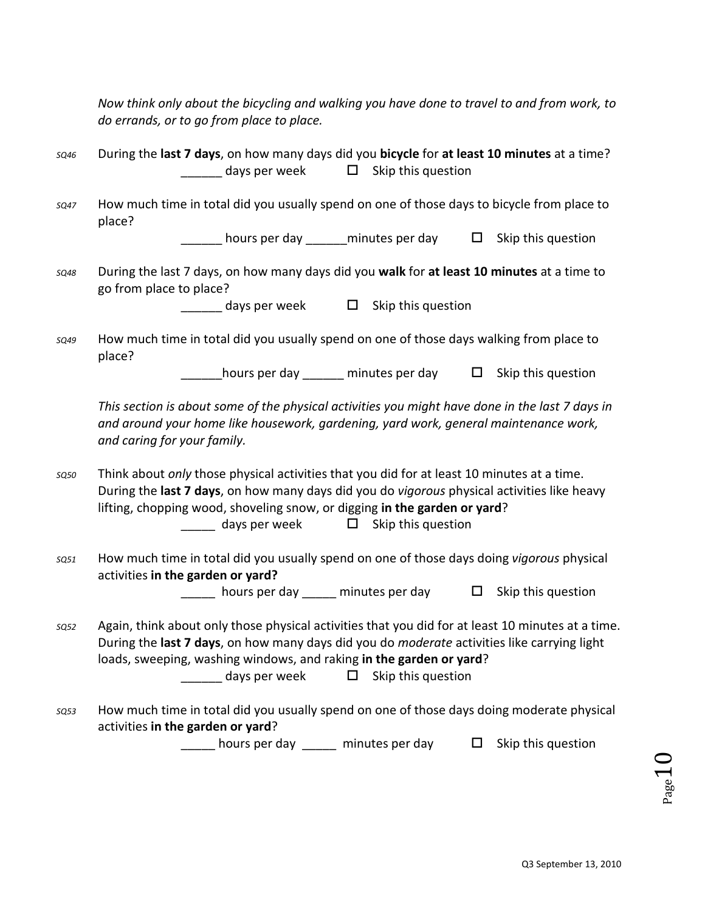*Now think only about the bicycling and walking you have done to travel to and from work, to do errands, or to go from place to place.*

*SQ46* During the **last 7 days**, on how many days did you **bicycle** for **at least 10 minutes** at a time?

______ days per week ☐ Skip this question

*SQ47* How much time in total did you usually spend on one of those days to bicycle from place to place?

______ hours per day ______minutes per day ☐ Skip this question

*SQ48* During the last 7 days, on how many days did you **walk** for **at least 10 minutes** at a time to go from place to place?

______ days per week ☐ Skip this question

*SQ49* How much time in total did you usually spend on one of those days walking from place to place?

______hours per day ______ minutes per day ☐ Skip this question

*This section is about some of the physical activities you might have done in the last 7 days in and around your home like housework, gardening, yard work, general maintenance work, and caring for your family.*

*SQ50* Think about *only* those physical activities that you did for at least 10 minutes at a time. During the **last 7 days**, on how many days did you do *vigorous* physical activities like heavy lifting, chopping wood, shoveling snow, or digging **in the garden or yard**?

_____ days per week ☐ Skip this question

*SQ51* How much time in total did you usually spend on one of those days doing *vigorous* physical activities **in the garden or yard?**

_____ hours per day _____ minutes per day ☐ Skip this question

*SQ52* Again, think about only those physical activities that you did for at least 10 minutes at a time. During the **last 7 days**, on how many days did you do *moderate* activities like carrying light loads, sweeping, washing windows, and raking **in the garden or yard**?

______ days per week ☐ Skip this question

*SQ53* How much time in total did you usually spend on one of those days doing moderate physical activities **in the garden or yard**?

_____ hours per day _____ minutes per day ☐ Skip this question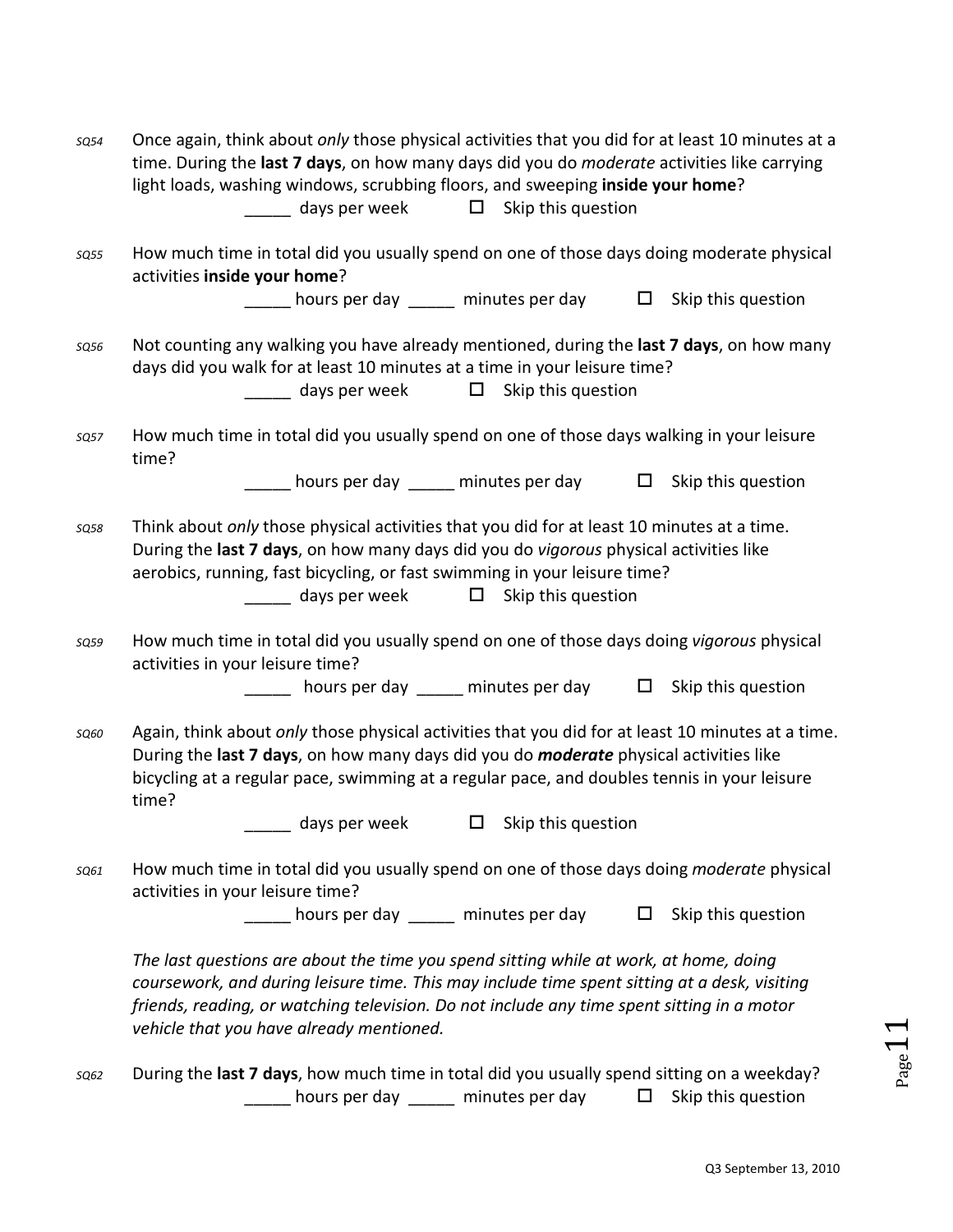*SQ54* Once again, think about *only* those physical activities that you did for at least 10 minutes at a time. During the **last 7 days**, on how many days did you do *moderate* activities like carrying light loads, washing windows, scrubbing floors, and sweeping **inside your home**?

_____ days per week ☐ Skip this question

*SQ55* How much time in total did you usually spend on one of those days doing moderate physical activities **inside your home**?

_____ hours per day _____ minutes per day ☐ Skip this question

*SQ56* Not counting any walking you have already mentioned, during the **last 7 days**, on how many days did you walk for at least 10 minutes at a time in your leisure time?

_____ days per week ☐ Skip this question

*SQ57* How much time in total did you usually spend on one of those days walking in your leisure time?

_____ hours per day _____ minutes per day ☐ Skip this question

*SQ58* Think about *only* those physical activities that you did for at least 10 minutes at a time. During the **last 7 days**, on how many days did you do *vigorous* physical activities like aerobics, running, fast bicycling, or fast swimming in your leisure time?

_____ days per week ☐ Skip this question

*SQ59* How much time in total did you usually spend on one of those days doing *vigorous* physical activities in your leisure time?

_____ hours per day _____ minutes per day ☐ Skip this question

*SQ60* Again, think about *only* those physical activities that you did for at least 10 minutes at a time. During the **last 7 days**, on how many days did you do ***moderate*** physical activities like bicycling at a regular pace, swimming at a regular pace, and doubles tennis in your leisure time?

_____ days per week ☐ Skip this question

*SQ61* How much time in total did you usually spend on one of those days doing *moderate* physical activities in your leisure time?

_____ hours per day _____ minutes per day ☐ Skip this question

*The last questions are about the time you spend sitting while at work, at home, doing coursework, and during leisure time. This may include time spent sitting at a desk, visiting friends, reading, or watching television. Do not include any time spent sitting in a motor vehicle that you have already mentioned.*

*SQ62* During the **last 7 days**, how much time in total did you usually spend sitting on a weekday?

_____ hours per day _____ minutes per day ☐ Skip this question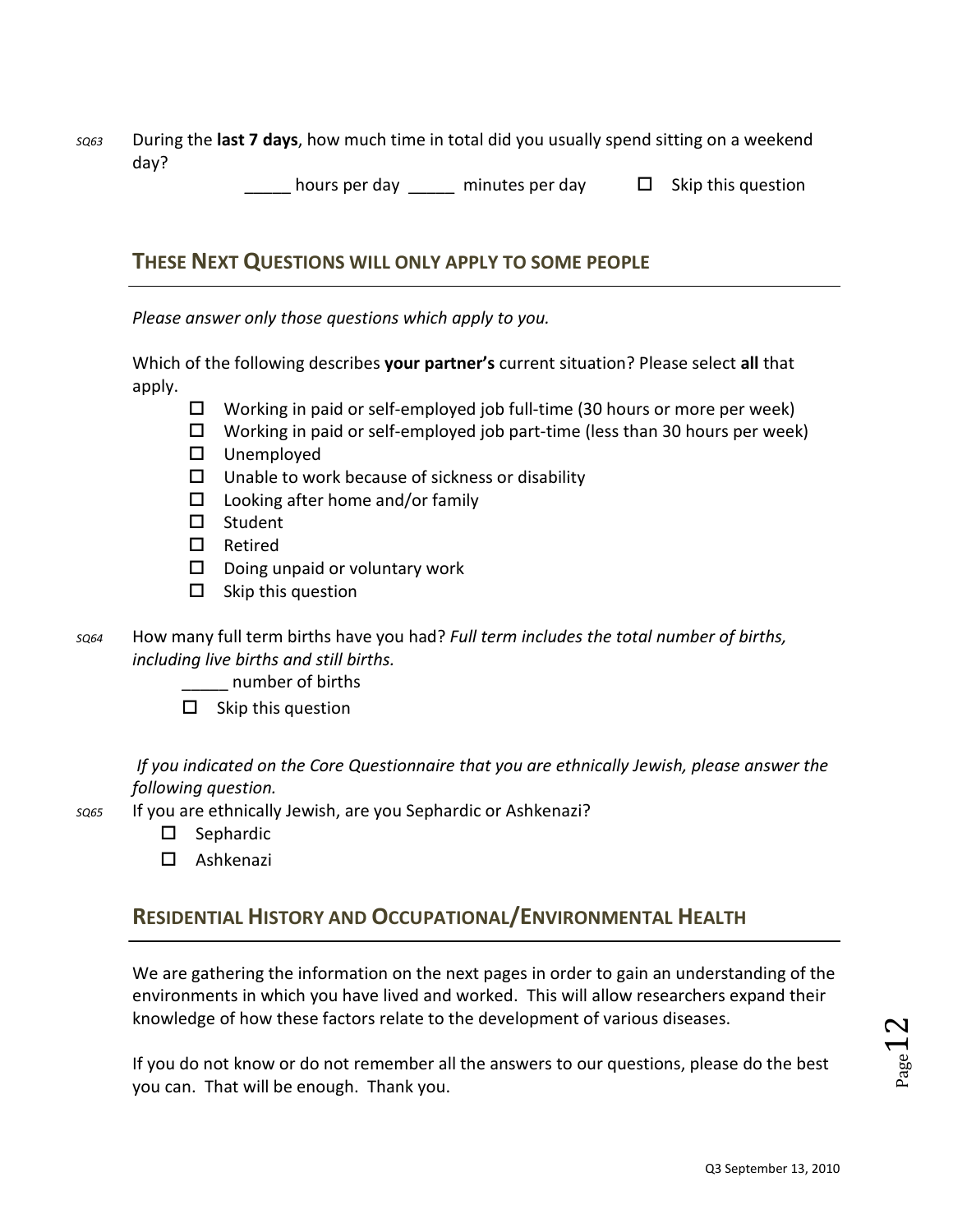*SQ63* During the **last 7 days**, how much time in total did you usually spend sitting on a weekend day?

_____ hours per day _____ minutes per day ☐ Skip this question

## THESE NEXT QUESTIONS WILL ONLY APPLY TO SOME PEOPLE

*Please answer only those questions which apply to you.*

Which of the following describes **your partner's** current situation? Please select **all** that apply.

- ☐ Working in paid or self-employed job full-time (30 hours or more per week)
- ☐ Working in paid or self-employed job part-time (less than 30 hours per week)
- ☐ Unemployed
- ☐ Unable to work because of sickness or disability
- ☐ Looking after home and/or family
- ☐ Student
- ☐ Retired
- ☐ Doing unpaid or voluntary work
- ☐ Skip this question

*SQ64* How many full term births have you had? *Full term includes the total number of births, including live births and still births.*

_____ number of births

☐ Skip this question

*If you indicated on the Core Questionnaire that you are ethnically Jewish, please answer the following question.*

*SQ65* If you are ethnically Jewish, are you Sephardic or Ashkenazi?

- ☐ Sephardic
- ☐ Ashkenazi

## RESIDENTIAL HISTORY AND OCCUPATIONAL/ENVIRONMENTAL HEALTH

We are gathering the information on the next pages in order to gain an understanding of the environments in which you have lived and worked. This will allow researchers expand their knowledge of how these factors relate to the development of various diseases.

If you do not know or do not remember all the answers to our questions, please do the best you can. That will be enough. Thank you.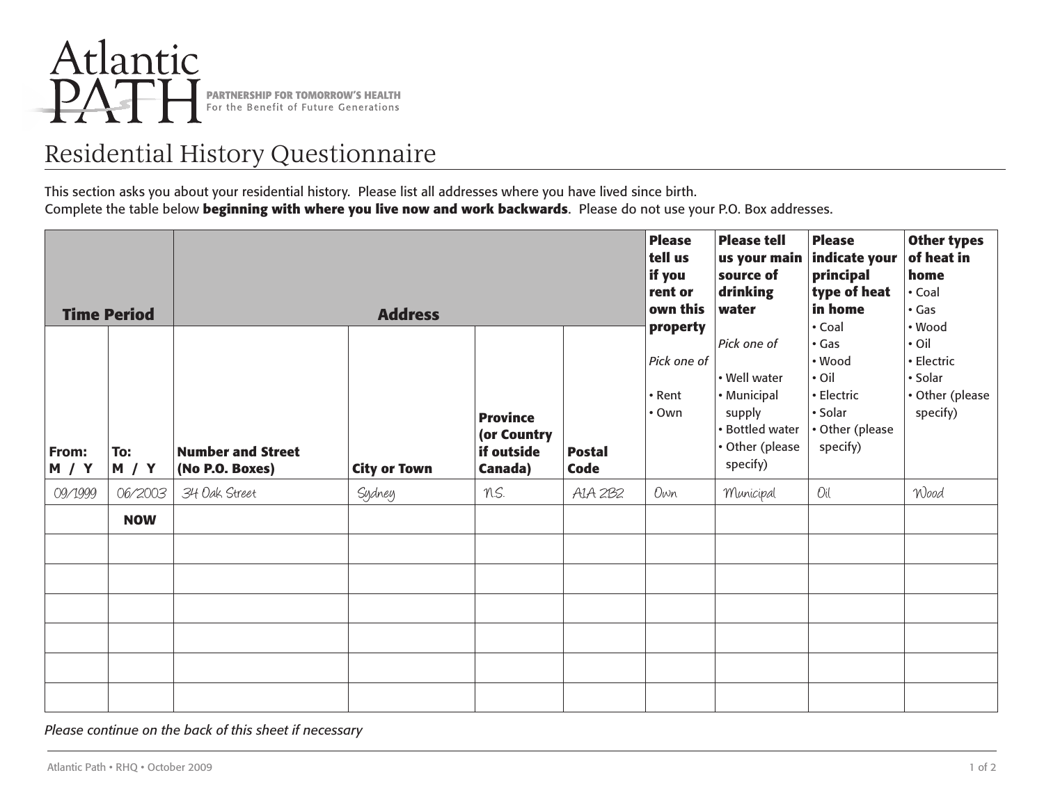# Atlantic PATH

**PARTNERSHIP FOR TOMORROW'S HEALTH**
For the Benefit of Future Generations

## Residential History Questionnaire

This section asks you about your residential history. Please list all addresses where you have lived since birth.
Complete the table below **beginning with where you live now and work backwards**. Please do not use your P.O. Box addresses.

| **Time Period** | | **Address** | | | | **Please tell us if you rent or own this property** *Pick one of* • Rent • Own | **Please tell us your main source of drinking water** *Pick one of* • Well water • Municipal supply • Bottled water • Other (please specify) | **Please indicate your principal type of heat in home** • Coal • Gas • Wood • Oil • Electric • Solar • Other (please specify) | **Other types of heat in home** • Coal • Gas • Wood • Oil • Electric • Solar • Other (please specify) |
|---|---|---|---|---|---|---|---|---|---|
| **From: M / Y** | **To: M / Y** | **Number and Street (No P.O. Boxes)** | **City or Town** | **Province (or Country if outside Canada)** | **Postal Code** | | | | |
| 09/1999 | 06/2003 | 34 Oak Street | Sydney | N.S. | A1A 2B2 | Own | Municipal | Oil | Wood |
| | **NOW** | | | | | | | | |
| | | | | | | | | | |
| | | | | | | | | | |
| | | | | | | | | | |
| | | | | | | | | | |
| | | | | | | | | | |
| | | | | | | | | | |

*Please continue on the back of this sheet if necessary*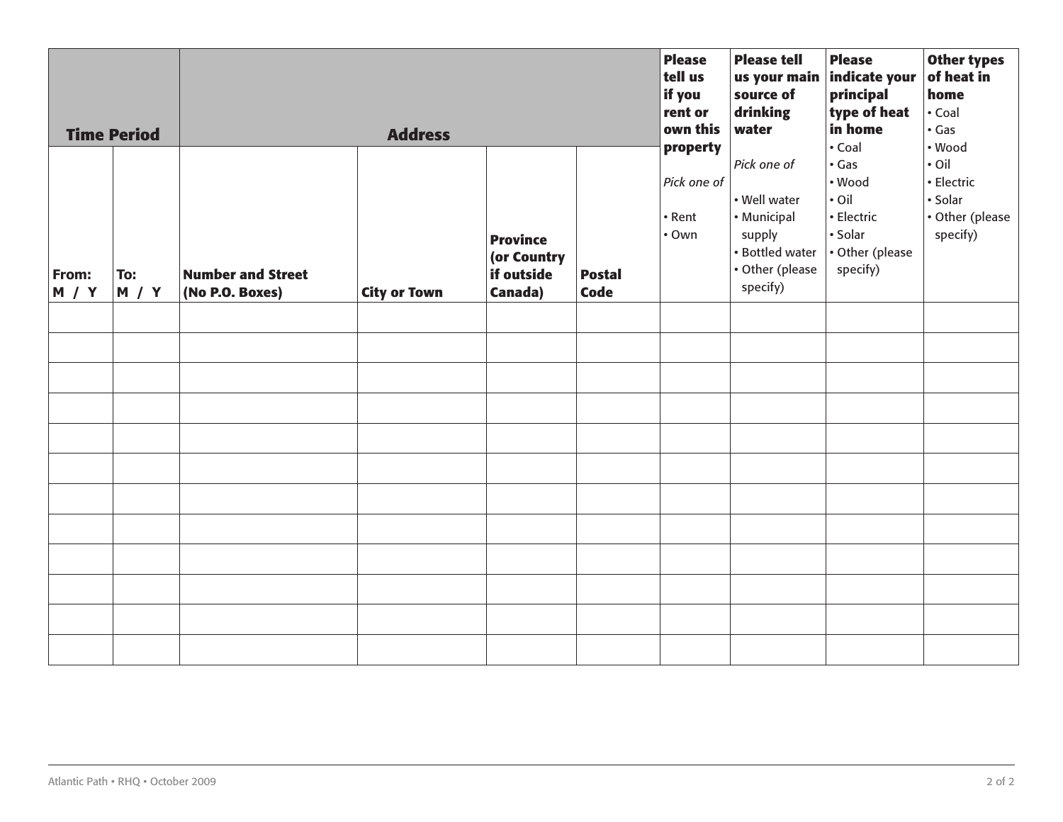| Time Period | | Address | | | | Please tell us if you rent or own this property | Please tell us your main source of drinking water | Please indicate your principal type of heat in home | Other types of heat in home |
|---|---|---|---|---|---|---|---|---|---|
| From: M / Y | To: M / Y | Number and Street (No P.O. Boxes) | City or Town | Province (or Country if outside Canada) | Postal Code | *Pick one of* • Rent • Own | *Pick one of* • Well water • Municipal supply • Bottled water • Other (please specify) | • Coal • Gas • Wood • Oil • Electric • Solar • Other (please specify) | • Coal • Gas • Wood • Oil • Electric • Solar • Other (please specify) |
| | | | | | | | | | |
| | | | | | | | | | |
| | | | | | | | | | |
| | | | | | | | | | |
| | | | | | | | | | |
| | | | | | | | | | |
| | | | | | | | | | |
| | | | | | | | | | |
| | | | | | | | | | |
| | | | | | | | | | |
| | | | | | | | | | |
| | | | | | | | | | |

Atlantic Path • RHQ • October 2009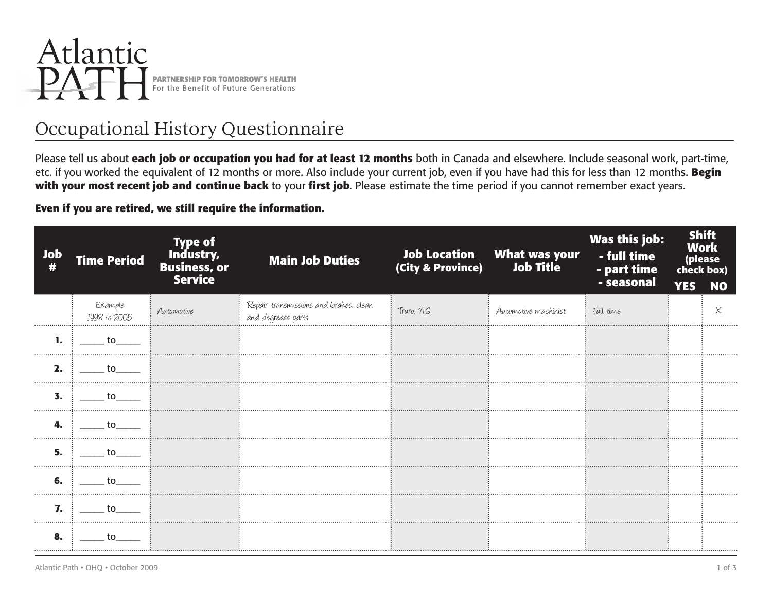Atlantic PATH

**PARTNERSHIP FOR TOMORROW'S HEALTH**
For the Benefit of Future Generations

# Occupational History Questionnaire

Please tell us about **each job or occupation you had for at least 12 months** both in Canada and elsewhere. Include seasonal work, part-time, etc. if you worked the equivalent of 12 months or more. Also include your current job, even if you have had this for less than 12 months. **Begin with your most recent job and continue back** to your **first job**. Please estimate the time period if you cannot remember exact years.

**Even if you are retired, we still require the information.**

| Job # | Time Period | Type of Industry, Business, or Service | Main Job Duties | Job Location (City & Province) | What was your Job Title | Was this job: - full time - part time - seasonal | Shift Work (please check box) YES | NO |
|---|---|---|---|---|---|---|---|---|
| | Example 1998 to 2005 | Automotive | Repair transmissions and brakes, clean and degrease parts | Truro, N.S. | Automotive machinist | Full time | | X |
| 1. | _____ to_____ | | | | | | | |
| 2. | _____ to_____ | | | | | | | |
| 3. | _____ to_____ | | | | | | | |
| 4. | _____ to_____ | | | | | | | |
| 5. | _____ to_____ | | | | | | | |
| 6. | _____ to_____ | | | | | | | |
| 7. | _____ to_____ | | | | | | | |
| 8. | _____ to_____ | | | | | | | |

Atlantic Path • OHQ • October 2009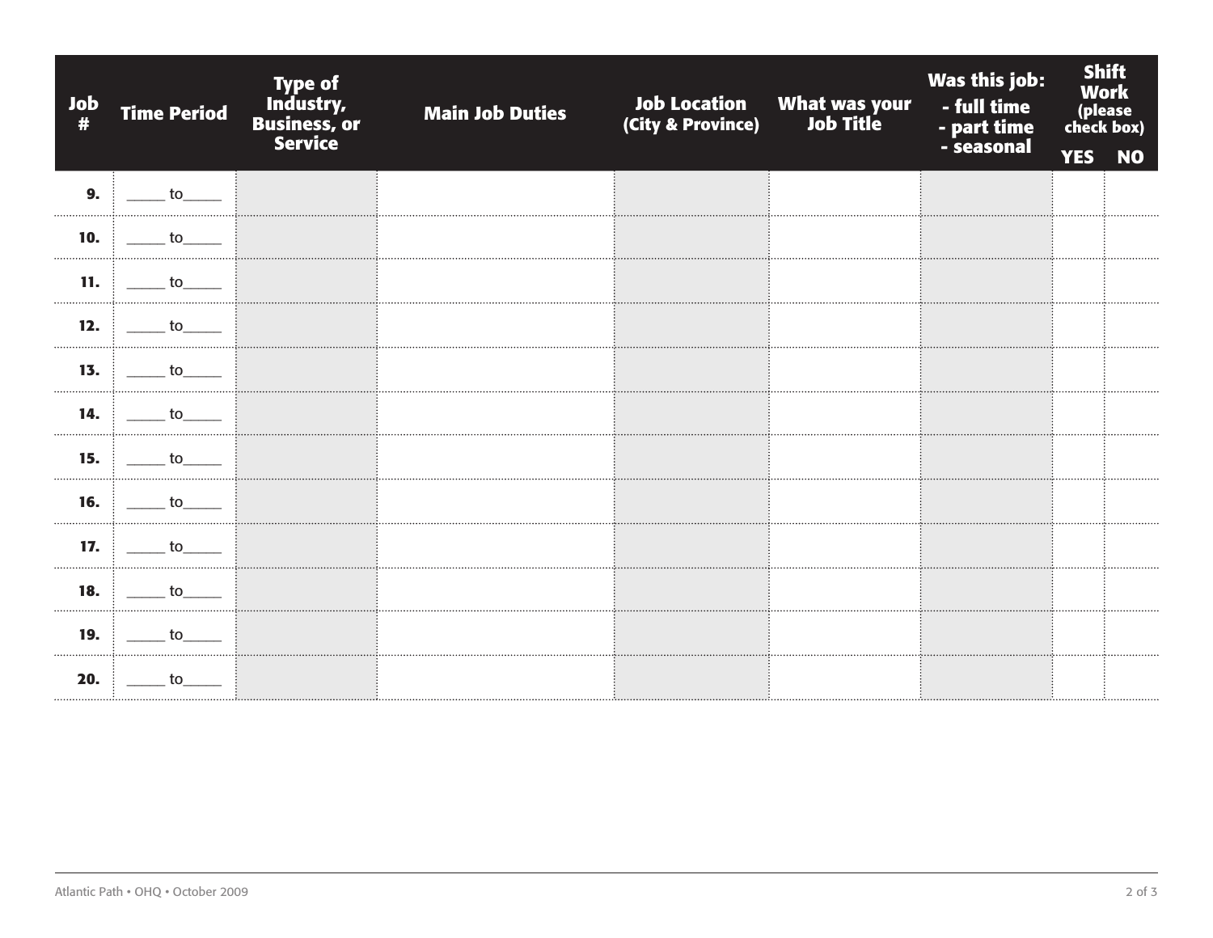| Job # | Time Period | Type of Industry, Business, or Service | Main Job Duties | Job Location (City & Province) | What was your Job Title | Was this job: - full time - part time - seasonal | Shift Work (please check box) | |
|---|---|---|---|---|---|---|---|---|
| | | | | | | | YES | NO |
| 9. | _____ to_____ | | | | | | | |
| 10. | _____ to_____ | | | | | | | |
| 11. | _____ to_____ | | | | | | | |
| 12. | _____ to_____ | | | | | | | |
| 13. | _____ to_____ | | | | | | | |
| 14. | _____ to_____ | | | | | | | |
| 15. | _____ to_____ | | | | | | | |
| 16. | _____ to_____ | | | | | | | |
| 17. | _____ to_____ | | | | | | | |
| 18. | _____ to_____ | | | | | | | |
| 19. | _____ to_____ | | | | | | | |
| 20. | _____ to_____ | | | | | | | |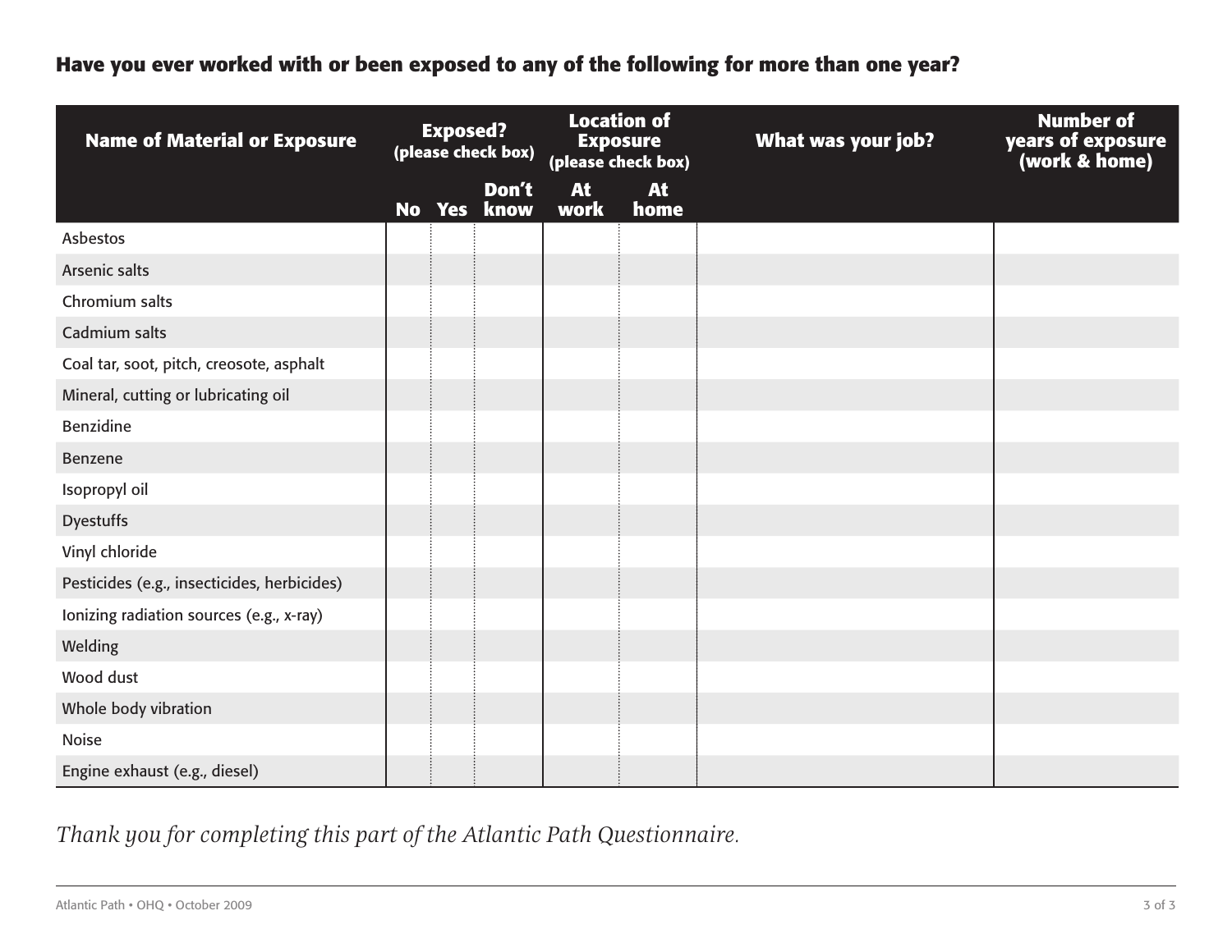## Have you ever worked with or been exposed to any of the following for more than one year?

| Name of Material or Exposure | Exposed? (please check box) | | | Location of Exposure (please check box) | | What was your job? | Number of years of exposure (work & home) |
|---|---|---|---|---|---|---|---|
| | No | Yes | Don't know | At work | At home | | |
| Asbestos | | | | | | | |
| Arsenic salts | | | | | | | |
| Chromium salts | | | | | | | |
| Cadmium salts | | | | | | | |
| Coal tar, soot, pitch, creosote, asphalt | | | | | | | |
| Mineral, cutting or lubricating oil | | | | | | | |
| Benzidine | | | | | | | |
| Benzene | | | | | | | |
| Isopropyl oil | | | | | | | |
| Dyestuffs | | | | | | | |
| Vinyl chloride | | | | | | | |
| Pesticides (e.g., insecticides, herbicides) | | | | | | | |
| Ionizing radiation sources (e.g., x-ray) | | | | | | | |
| Welding | | | | | | | |
| Wood dust | | | | | | | |
| Whole body vibration | | | | | | | |
| Noise | | | | | | | |
| Engine exhaust (e.g., diesel) | | | | | | | |

*Thank you for completing this part of the Atlantic Path Questionnaire.*